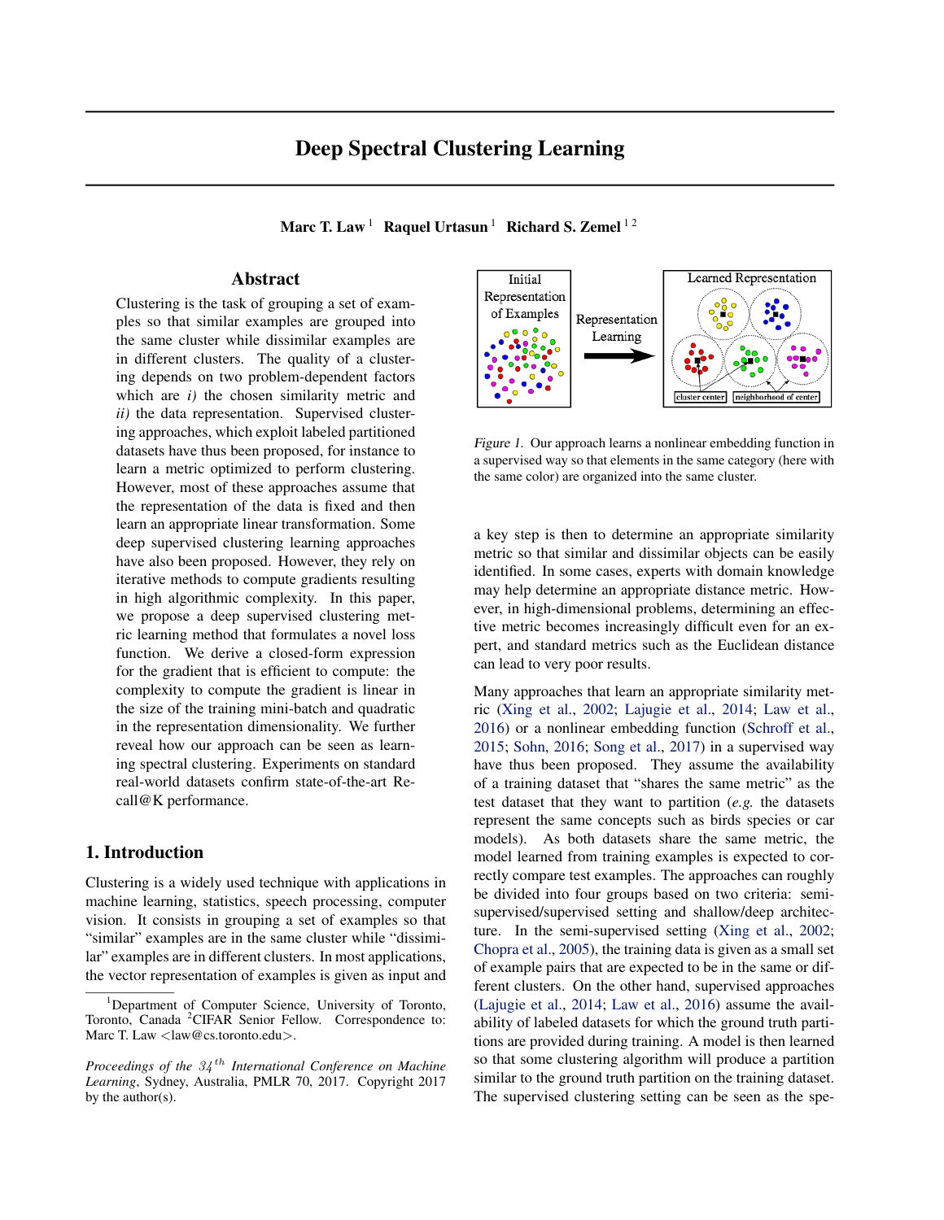# Deep Spectral Clustering Learning

**Marc T. Law** [1] **Raquel Urtasun** [1] **Richard S. Zemel** [1,2]

## Abstract

Clustering is the task of grouping a set of examples so that similar examples are grouped into the same cluster while dissimilar examples are in different clusters. The quality of a clustering depends on two problem-dependent factors which are *i)* the chosen similarity metric and *ii)* the data representation. Supervised clustering approaches, which exploit labeled partitioned datasets have thus been proposed, for instance to learn a metric optimized to perform clustering. However, most of these approaches assume that the representation of the data is fixed and then learn an appropriate linear transformation. Some deep supervised clustering learning approaches have also been proposed. However, they rely on iterative methods to compute gradients resulting in high algorithmic complexity. In this paper, we propose a deep supervised clustering metric learning method that formulates a novel loss function. We derive a closed-form expression for the gradient that is efficient to compute: the complexity to compute the gradient is linear in the size of the training mini-batch and quadratic in the representation dimensionality. We further reveal how our approach can be seen as learning spectral clustering. Experiments on standard real-world datasets confirm state-of-the-art Recall@K performance.

## 1. Introduction

Clustering is a widely used technique with applications in machine learning, statistics, speech processing, computer vision. It consists in grouping a set of examples so that "similar" examples are in the same cluster while "dissimilar" examples are in different clusters. In most applications, the vector representation of examples is given as input and a key step is then to determine an appropriate similarity metric so that similar and dissimilar objects can be easily identified. In some cases, experts with domain knowledge may help determine an appropriate distance metric. However, in high-dimensional problems, determining an effective metric becomes increasingly difficult even for an expert, and standard metrics such as the Euclidean distance can lead to very poor results.

*Figure 1.* Our approach learns a nonlinear embedding function in a supervised way so that elements in the same category (here with the same color) are organized into the same cluster.

Many approaches that learn an appropriate similarity metric (Xing et al., 2002; Lajugie et al., 2014; Law et al., 2016) or a nonlinear embedding function (Schroff et al., 2015; Sohn, 2016; Song et al., 2017) in a supervised way have thus been proposed. They assume the availability of a training dataset that "shares the same metric" as the test dataset that they want to partition (*e.g.* the datasets represent the same concepts such as birds species or car models). As both datasets share the same metric, the model learned from training examples is expected to correctly compare test examples. The approaches can roughly be divided into four groups based on two criteria: semi-supervised/supervised setting and shallow/deep architecture. In the semi-supervised setting (Xing et al., 2002; Chopra et al., 2005), the training data is given as a small set of example pairs that are expected to be in the same or different clusters. On the other hand, supervised approaches (Lajugie et al., 2014; Law et al., 2016) assume the availability of labeled datasets for which the ground truth partitions are provided during training. A model is then learned so that some clustering algorithm will produce a partition similar to the ground truth partition on the training dataset. The supervised clustering setting can be seen as the spe-

[1]Department of Computer Science, University of Toronto, Toronto, Canada [2]CIFAR Senior Fellow. Correspondence to: Marc T. Law <law@cs.toronto.edu>.

*Proceedings of the $34^{th}$ International Conference on Machine Learning*, Sydney, Australia, PMLR 70, 2017. Copyright 2017 by the author(s).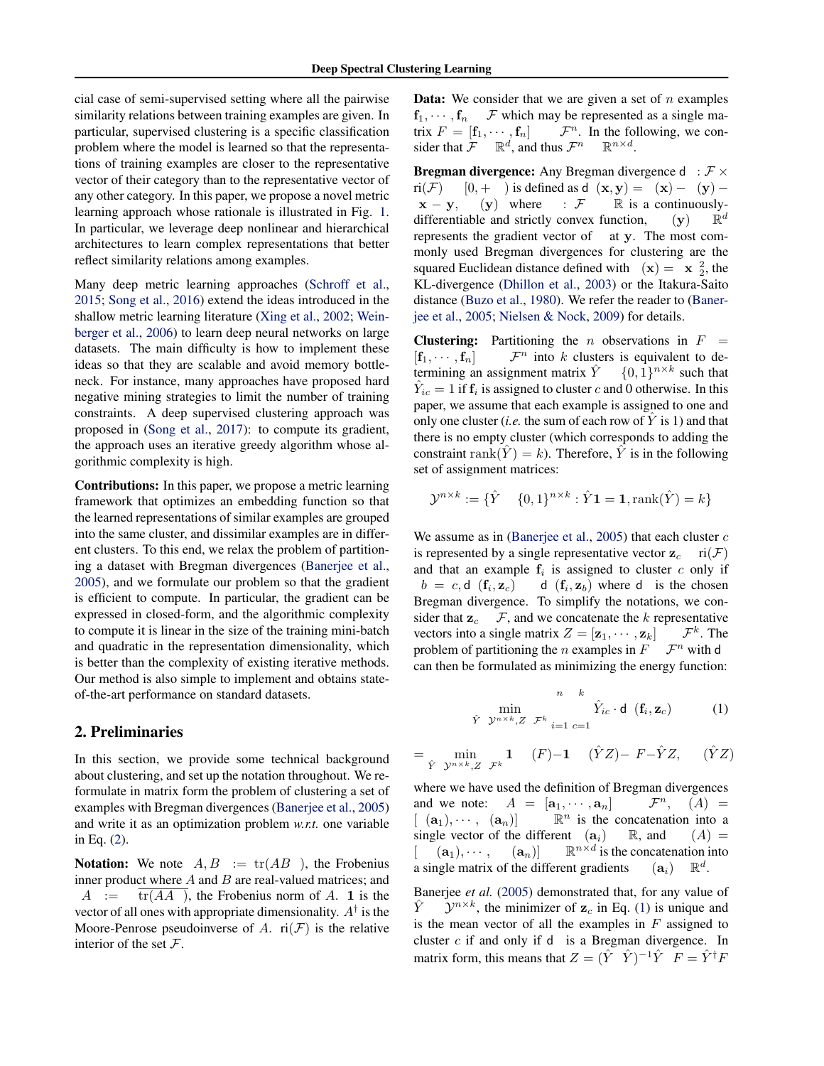cial case of semi-supervised setting where all the pairwise similarity relations between training examples are given. In particular, supervised clustering is a specific classification problem where the model is learned so that the representations of training examples are closer to the representative vector of their category than to the representative vector of any other category. In this paper, we propose a novel metric learning approach whose rationale is illustrated in Fig. 1. In particular, we leverage deep nonlinear and hierarchical architectures to learn complex representations that better reflect similarity relations among examples.

Many deep metric learning approaches (Schroff et al., 2015; Song et al., 2016) extend the ideas introduced in the shallow metric learning literature (Xing et al., 2002; Weinberger et al., 2006) to learn deep neural networks on large datasets. The main difficulty is how to implement these ideas so that they are scalable and avoid memory bottleneck. For instance, many approaches have proposed hard negative mining strategies to limit the number of training constraints. A deep supervised clustering approach was proposed in (Song et al., 2017): to compute its gradient, the approach uses an iterative greedy algorithm whose algorithmic complexity is high.

**Contributions:** In this paper, we propose a metric learning framework that optimizes an embedding function so that the learned representations of similar examples are grouped into the same cluster, and dissimilar examples are in different clusters. To this end, we relax the problem of partitioning a dataset with Bregman divergences (Banerjee et al., 2005), and we formulate our problem so that the gradient is efficient to compute. In particular, the gradient can be expressed in closed-form, and the algorithmic complexity to compute it is linear in the size of the training mini-batch and quadratic in the representation dimensionality, which is better than the complexity of existing iterative methods. Our method is also simple to implement and obtains state-of-the-art performance on standard datasets.

## 2. Preliminaries

In this section, we provide some technical background about clustering, and set up the notation throughout. We reformulate in matrix form the problem of clustering a set of examples with Bregman divergences (Banerjee et al., 2005) and write it as an optimization problem *w.r.t.* one variable in Eq. (2).

**Notation:** We note $\langle A, B \rangle := \mathrm{tr}(AB^\top)$, the Frobenius inner product where $A$ and $B$ are real-valued matrices; and $\|A\| := \sqrt{\mathrm{tr}(AA^\top)}$, the Frobenius norm of $A$. $\mathbf{1}$ is the vector of all ones with appropriate dimensionality. $A^\dagger$ is the Moore-Penrose pseudoinverse of $A$. $\mathrm{ri}(\mathcal{F})$ is the relative interior of the set $\mathcal{F}$.

**Data:** We consider that we are given a set of $n$ examples $\mathbf{f}_1, \cdots, \mathbf{f}_n \in \mathcal{F}$ which may be represented as a single matrix $F = [\mathbf{f}_1, \cdots, \mathbf{f}_n]^\top \in \mathcal{F}^n$. In the following, we consider that $\mathcal{F} \subseteq \mathbb{R}^d$, and thus $\mathcal{F}^n \subseteq \mathbb{R}^{n \times d}$.

**Bregman divergence:** Any Bregman divergence $\mathsf{d}_\phi : \mathcal{F} \times \mathrm{ri}(\mathcal{F}) \to [0, +\infty)$ is defined as $\mathsf{d}_\phi(\mathbf{x}, \mathbf{y}) = \phi(\mathbf{x}) - \phi(\mathbf{y}) - \langle \mathbf{x} - \mathbf{y}, \nabla\phi(\mathbf{y}) \rangle$ where $\phi : \mathcal{F} \to \mathbb{R}$ is a continuously-differentiable and strictly convex function, $\nabla\phi(\mathbf{y}) \in \mathbb{R}^d$ represents the gradient vector of $\phi$ at $\mathbf{y}$. The most commonly used Bregman divergences for clustering are the squared Euclidean distance defined with $\phi(\mathbf{x}) = \|\mathbf{x}\|_2^2$, the KL-divergence (Dhillon et al., 2003) or the Itakura-Saito distance (Buzo et al., 1980). We refer the reader to (Banerjee et al., 2005; Nielsen & Nock, 2009) for details.

**Clustering:** Partitioning the $n$ observations in $F = [\mathbf{f}_1, \cdots, \mathbf{f}_n]^\top \in \mathcal{F}^n$ into $k$ clusters is equivalent to determining an assignment matrix $\hat{Y} \in \{0,1\}^{n \times k}$ such that $\hat{Y}_{ic} = 1$ if $\mathbf{f}_i$ is assigned to cluster $c$ and 0 otherwise. In this paper, we assume that each example is assigned to one and only one cluster (*i.e.* the sum of each row of $\hat{Y}$ is 1) and that there is no empty cluster (which corresponds to adding the constraint $\mathrm{rank}(\hat{Y}) = k$). Therefore, $\hat{Y}$ is in the following set of assignment matrices:

$$\mathcal{Y}^{n \times k} := \{\hat{Y} \in \{0,1\}^{n \times k} : \hat{Y}\mathbf{1} = \mathbf{1}, \mathrm{rank}(\hat{Y}) = k\}$$

We assume as in (Banerjee et al., 2005) that each cluster $c$ is represented by a single representative vector $\mathbf{z}_c \in \mathrm{ri}(\mathcal{F})$ and that an example $\mathbf{f}_i$ is assigned to cluster $c$ only if $\forall b \neq c, \mathsf{d}_\phi(\mathbf{f}_i, \mathbf{z}_c) \leq \mathsf{d}_\phi(\mathbf{f}_i, \mathbf{z}_b)$ where $\mathsf{d}_\phi$ is the chosen Bregman divergence. To simplify the notations, we consider that $\mathbf{z}_c \in \mathcal{F}$, and we concatenate the $k$ representative vectors into a single matrix $Z = [\mathbf{z}_1, \cdots, \mathbf{z}_k]^\top \in \mathcal{F}^k$. The problem of partitioning the $n$ examples in $F \in \mathcal{F}^n$ with $\mathsf{d}_\phi$ can then be formulated as minimizing the energy function:

$$\min_{\hat{Y} \in \mathcal{Y}^{n \times k}, Z \in \mathcal{F}^k} \sum_{i=1}^{n} \sum_{c=1}^{k} \hat{Y}_{ic} \cdot \mathsf{d}_\phi(\mathbf{f}_i, \mathbf{z}_c) \tag{1}$$

$$= \min_{\hat{Y} \in \mathcal{Y}^{n \times k}, Z \in \mathcal{F}^k} \mathbf{1}^\top \Phi(F) - \mathbf{1}^\top \Phi(\hat{Y}Z) - \langle F - \hat{Y}Z, \nabla\Phi(\hat{Y}Z) \rangle$$

where we have used the definition of Bregman divergences and we note: $\forall A = [\mathbf{a}_1, \cdots, \mathbf{a}_n]^\top \in \mathcal{F}^n$, $\Phi(A) = [\phi(\mathbf{a}_1), \cdots, \phi(\mathbf{a}_n)]^\top \in \mathbb{R}^n$ is the concatenation into a single vector of the different $\phi(\mathbf{a}_i) \in \mathbb{R}$, and $\nabla\Phi(A) = [\nabla\phi(\mathbf{a}_1), \cdots, \nabla\phi(\mathbf{a}_n)]^\top \in \mathbb{R}^{n \times d}$ is the concatenation into a single matrix of the different gradients $\nabla\phi(\mathbf{a}_i) \in \mathbb{R}^d$.

Banerjee *et al.* (2005) demonstrated that, for any value of $\hat{Y} \in \mathcal{Y}^{n \times k}$, the minimizer of $\mathbf{z}_c$ in Eq. (1) is unique and is the mean vector of all the examples in $F$ assigned to cluster $c$ if and only if $\mathsf{d}_\phi$ is a Bregman divergence. In matrix form, this means that $Z = (\hat{Y}^\top \hat{Y})^{-1}\hat{Y}^\top F = \hat{Y}^\dagger F$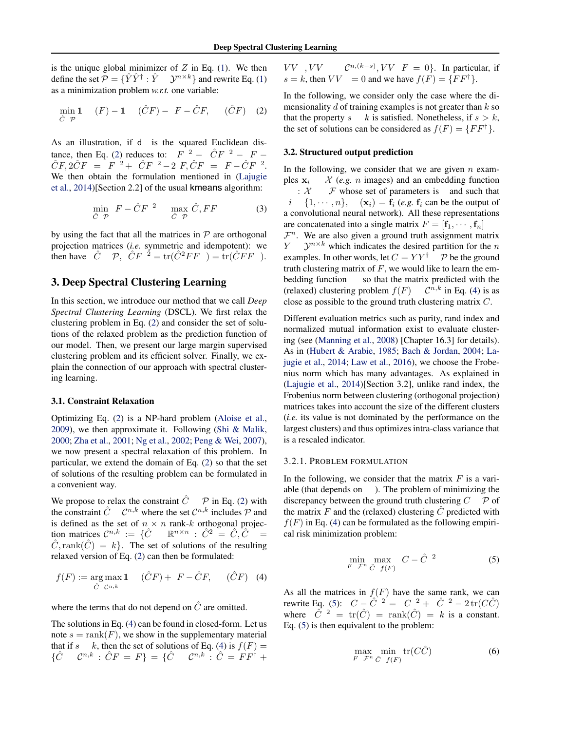is the unique global minimizer of $Z$ in Eq. (1). We then define the set $\mathcal{P} = \{\hat{Y}\hat{Y}^\dagger : \hat{Y} \in \mathcal{Y}^{n \times k}\}$ and rewrite Eq. (1) as a minimization problem *w.r.t.* one variable:

$$\min_{\hat{C} \in \mathcal{P}} \mathbf{1}^\top \Delta(F)\mathbf{1} - \mathbf{1}^\top \Delta(\hat{C}F)\mathbf{1} - \langle F - \hat{C}F, \nabla \Delta(\hat{C}F) \rangle \quad (2)$$

As an illustration, if $\mathsf{d}$ is the squared Euclidean distance, then Eq. (2) reduces to: $\|F\|^2 - \|\hat{C}F\|^2 - \langle F - \hat{C}F, 2\hat{C}F \rangle = \|F\|^2 + \|\hat{C}F\|^2 - 2\langle F, \hat{C}F \rangle = \|F - \hat{C}F\|^2$. We then obtain the formulation mentioned in (Lajugie et al., 2014)[Section 2.2] of the usual kmeans algorithm:

$$\min_{\hat{C} \in \mathcal{P}} \|F - \hat{C}F\|^2 \Leftrightarrow \max_{\hat{C} \in \mathcal{P}} \langle \hat{C}, FF^\top \rangle \quad (3)$$

by using the fact that all the matrices in $\mathcal{P}$ are orthogonal projection matrices (*i.e.* symmetric and idempotent): we then have $\forall \hat{C} \in \mathcal{P}, \|\hat{C}F\|^2 = \operatorname{tr}(\hat{C}^2 FF^\top) = \operatorname{tr}(\hat{C}FF^\top)$.

## 3. Deep Spectral Clustering Learning

In this section, we introduce our method that we call *Deep Spectral Clustering Learning* (DSCL). We first relax the clustering problem in Eq. (2) and consider the set of solutions of the relaxed problem as the prediction function of our model. Then, we present our large margin supervised clustering problem and its efficient solver. Finally, we explain the connection of our approach with spectral clustering learning.

### 3.1. Constraint Relaxation

Optimizing Eq. (2) is a NP-hard problem (Aloise et al., 2009), we then approximate it. Following (Shi & Malik, 2000; Zha et al., 2001; Ng et al., 2002; Peng & Wei, 2007), we now present a spectral relaxation of this problem. In particular, we extend the domain of Eq. (2) so that the set of solutions of the resulting problem can be formulated in a convenient way.

We propose to relax the constraint $\hat{C} \in \mathcal{P}$ in Eq. (2) with the constraint $\hat{C} \in \mathcal{C}^{n,k}$ where the set $\mathcal{C}^{n,k}$ includes $\mathcal{P}$ and is defined as the set of $n \times n$ rank-$k$ orthogonal projection matrices $\mathcal{C}^{n,k} := \{\hat{C} \in \mathbb{R}^{n \times n} : \hat{C}^2 = \hat{C}, \hat{C}^\top = \hat{C}, \operatorname{rank}(\hat{C}) = k\}$. The set of solutions of the resulting relaxed version of Eq. (2) can then be formulated:

$$f(F) := \operatorname*{arg\,max}_{\hat{C} \in \mathcal{C}^{n,k}} \mathbf{1}^\top \Delta(\hat{C}F)\mathbf{1} + \langle F - \hat{C}F, \nabla \Delta(\hat{C}F) \rangle \quad (4)$$

where the terms that do not depend on $\hat{C}$ are omitted.

The solutions in Eq. (4) can be found in closed-form. Let us note $s = \operatorname{rank}(F)$, we show in the supplementary material that if $s \leq k$, then the set of solutions of Eq. (4) is $f(F) = \{\hat{C} \in \mathcal{C}^{n,k} : \hat{C}F = F\} = \{\hat{C} \in \mathcal{C}^{n,k} : \hat{C} = FF^\dagger + VV^\top, VV^\top \in \mathcal{C}^{n,(k-s)}, VV^\top F = 0\}$. In particular, if $s = k$, then $VV^\top = 0$ and we have $f(F) = \{FF^\dagger\}$.

In the following, we consider only the case where the dimensionality $d$ of training examples is not greater than $k$ so that the property $s \leq k$ is satisfied. Nonetheless, if $s > k$, the set of solutions can be considered as $f(F) = \{FF^\dagger\}$.

### 3.2. Structured output prediction

In the following, we consider that we are given $n$ examples $\mathbf{x}_i \in \mathcal{X}$ (*e.g.* $n$ images) and an embedding function $\varphi_\theta : \mathcal{X} \to \mathcal{F}$ whose set of parameters is $\theta$ and such that $\forall i \in \{1, \cdots, n\}, \varphi_\theta(\mathbf{x}_i) = \mathbf{f}_i$ (*e.g.* $\mathbf{f}_i$ can be the output of a convolutional neural network). All these representations are concatenated into a single matrix $F = [\mathbf{f}_1, \cdots, \mathbf{f}_n]^\top \in \mathcal{F}^n$. We are also given a ground truth assignment matrix $Y \in \mathcal{Y}^{n \times k}$ which indicates the desired partition for the $n$ examples. In other words, let $C = YY^\dagger \in \mathcal{P}$ be the ground truth clustering matrix of $F$, we would like to learn the embedding function $\varphi_\theta$ so that the matrix predicted with the (relaxed) clustering problem $f(F) \subseteq \mathcal{C}^{n,k}$ in Eq. (4) is as close as possible to the ground truth clustering matrix $C$.

Different evaluation metrics such as purity, rand index and normalized mutual information exist to evaluate clustering (see (Manning et al., 2008) [Chapter 16.3] for details). As in (Hubert & Arabie, 1985; Bach & Jordan, 2004; Lajugie et al., 2014; Law et al., 2016), we choose the Frobenius norm which has many advantages. As explained in (Lajugie et al., 2014)[Section 3.2], unlike rand index, the Frobenius norm between clustering (orthogonal projection) matrices takes into account the size of the different clusters (*i.e.* its value is not dominated by the performance on the largest clusters) and thus optimizes intra-class variance that is a rescaled indicator.

#### 3.2.1. Problem formulation

In the following, we consider that the matrix $F$ is a variable (that depends on $\theta$). The problem of minimizing the discrepancy between the ground truth clustering $C \in \mathcal{P}$ of the matrix $F$ and the (relaxed) clustering $\hat{C}$ predicted with $f(F)$ in Eq. (4) can be formulated as the following empirical risk minimization problem:

$$\min_{F \in \mathcal{F}^n} \max_{\hat{C} \in f(F)} \|C - \hat{C}\|^2 \quad (5)$$

As all the matrices in $f(F)$ have the same rank, we can rewrite Eq. (5): $\|C - \hat{C}\|^2 = \|C\|^2 + \|\hat{C}\|^2 - 2\operatorname{tr}(C\hat{C})$ where $\|\hat{C}\|^2 = \operatorname{tr}(\hat{C}) = \operatorname{rank}(\hat{C}) = k$ is a constant. Eq. (5) is then equivalent to the problem:

$$\max_{F \in \mathcal{F}^n} \min_{\hat{C} \in f(F)} \operatorname{tr}(C\hat{C}) \quad (6)$$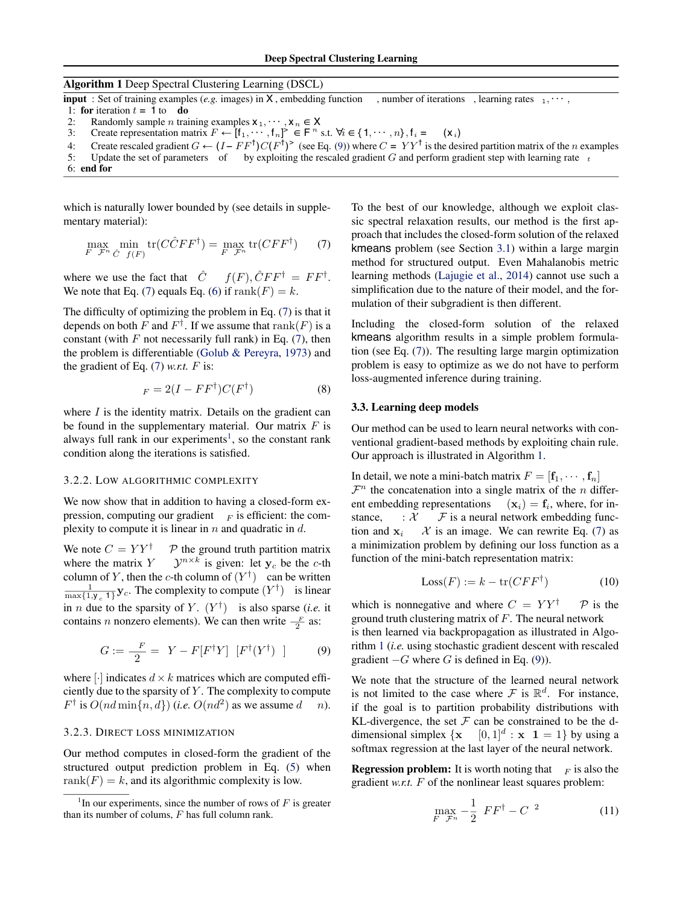**Algorithm 1** Deep Spectral Clustering Learning (DSCL)

**input** : Set of training examples (*e.g.* images) in $\mathcal{X}$, embedding function $\varphi_\theta$, number of iterations $\tau$, learning rates $\eta_1, \cdots, \eta_\tau$

1: **for** iteration $t = 1$ to $\tau$ **do**
2: Randomly sample $n$ training examples $\mathbf{x}_1, \cdots, \mathbf{x}_n \in \mathcal{X}$
3: Create representation matrix $F \leftarrow [\mathbf{f}_1, \cdots, \mathbf{f}_n]^\top \in \mathcal{F}^n$ s.t. $\forall i \in \{1, \cdots, n\}, \mathbf{f}_i = \varphi_\theta(\mathbf{x}_i)$
4: Create rescaled gradient $G \leftarrow (I - FF^\dagger)C(F^\dagger)^\top$ (see Eq. (9)) where $C = YY^\dagger$ is the desired partition matrix of the $n$ examples
5: Update the set of parameters $\theta$ of $\varphi_\theta$ by exploiting the rescaled gradient $G$ and perform gradient step with learning rate $\eta_t$
6: **end for**

which is naturally lower bounded by (see details in supplementary material):

$$\max_{F \in \mathcal{F}^n} \min_{\hat{C} \in f(F)} \operatorname{tr}(C\hat{C}FF^\dagger) = \max_{F \in \mathcal{F}^n} \operatorname{tr}(CFF^\dagger) \qquad (7)$$

where we use the fact that $\forall \hat{C} \in f(F), \hat{C}FF^\dagger = FF^\dagger$. We note that Eq. (7) equals Eq. (6) if $\operatorname{rank}(F) = k$.

The difficulty of optimizing the problem in Eq. (7) is that it depends on both $F$ and $F^\dagger$. If we assume that $\operatorname{rank}(F)$ is a constant (with $F$ not necessarily full rank) in Eq. (7), then the problem is differentiable (Golub & Pereyra, 1973) and the gradient of Eq. (7) *w.r.t.* $F$ is:

$$\nabla_F = 2(I - FF^\dagger)C(F^\dagger)^\top \qquad (8)$$

where $I$ is the identity matrix. Details on the gradient can be found in the supplementary material. Our matrix $F$ is always full rank in our experiments[1], so the constant rank condition along the iterations is satisfied.

### 3.2.2. Low algorithmic complexity

We now show that in addition to having a closed-form expression, computing our gradient $\nabla_F$ is efficient: the complexity to compute it is linear in $n$ and quadratic in $d$.

We note $C = YY^\dagger \in \mathcal{P}$ the ground truth partition matrix where the matrix $Y \in \mathcal{Y}^{n\times k}$ is given: let $\mathbf{y}_c$ be the $c$-th column of $Y$, then the $c$-th column of $(Y^\dagger)^\top$ can be written $\frac{1}{\max\{1,\mathbf{y}_c^\top \mathbf{1}\}}\mathbf{y}_c$. The complexity to compute $(Y^\dagger)^\top$ is linear in $n$ due to the sparsity of $Y$. $(Y^\dagger)^\top$ is also sparse (*i.e.* it contains $n$ nonzero elements). We can then write $\frac{\nabla_F}{2}$ as:

$$G := \frac{\nabla_F}{2} = \left(Y - F[F^\dagger Y]\right)\left[F^\dagger (Y^\dagger)^\top\right]^\top \qquad (9)$$

where $[\cdot]$ indicates $d \times k$ matrices which are computed efficiently due to the sparsity of $Y$. The complexity to compute $F^\dagger$ is $O(nd\min\{n, d\})$ (*i.e.* $O(nd^2)$ as we assume $d \leq n$).

### 3.2.3. Direct loss minimization

Our method computes in closed-form the gradient of the structured output prediction problem in Eq. (5) when $\operatorname{rank}(F) = k$, and its algorithmic complexity is low.

To the best of our knowledge, although we exploit classic spectral relaxation results, our method is the first approach that includes the closed-form solution of the relaxed kmeans problem (see Section 3.1) within a large margin method for structured output. Even Mahalanobis metric learning methods (Lajugie et al., 2014) cannot use such a simplification due to the nature of their model, and the formulation of their subgradient is then different.

Including the closed-form solution of the relaxed kmeans algorithm results in a simple problem formulation (see Eq. (7)). The resulting large margin optimization problem is easy to optimize as we do not have to perform loss-augmented inference during training.

### 3.3. Learning deep models

Our method can be used to learn neural networks with conventional gradient-based methods by exploiting chain rule. Our approach is illustrated in Algorithm 1.

In detail, we note a mini-batch matrix $F = [\mathbf{f}_1, \cdots, \mathbf{f}_n]^\top \in \mathcal{F}^n$ the concatenation into a single matrix of the $n$ different embedding representations $\varphi_\theta(\mathbf{x}_i) = \mathbf{f}_i$, where, for instance, $\varphi_\theta : \mathcal{X} \to \mathcal{F}$ is a neural network embedding function and $\mathbf{x}_i \in \mathcal{X}$ is an image. We can rewrite Eq. (7) as a minimization problem by defining our loss function as a function of the mini-batch representation matrix:

$$\operatorname{Loss}(F) := k - \operatorname{tr}(CFF^\dagger) \qquad (10)$$

which is nonnegative and where $C = YY^\dagger \in \mathcal{P}$ is the ground truth clustering matrix of $F$. The neural network $\varphi_\theta$ is then learned via backpropagation as illustrated in Algorithm 1 (*i.e.* using stochastic gradient descent with rescaled gradient $-G$ where $G$ is defined in Eq. (9)).

We note that the structure of the learned neural network is not limited to the case where $\mathcal{F}$ is $\mathbb{R}^d$. For instance, if the goal is to partition probability distributions with KL-divergence, the set $\mathcal{F}$ can be constrained to be the d-dimensional simplex $\{\mathbf{x} \in [0,1]^d : \mathbf{x}^\top \mathbf{1} = 1\}$ by using a softmax regression at the last layer of the neural network.

**Regression problem:** It is worth noting that $\nabla_F$ is also the gradient *w.r.t.* $F$ of the nonlinear least squares problem:

$$\max_{F \in \mathcal{F}^n} -\frac{1}{2}\|FF^\dagger - C\|^2 \qquad (11)$$

[1] In our experiments, since the number of rows of $F$ is greater than its number of colums, $F$ has full column rank.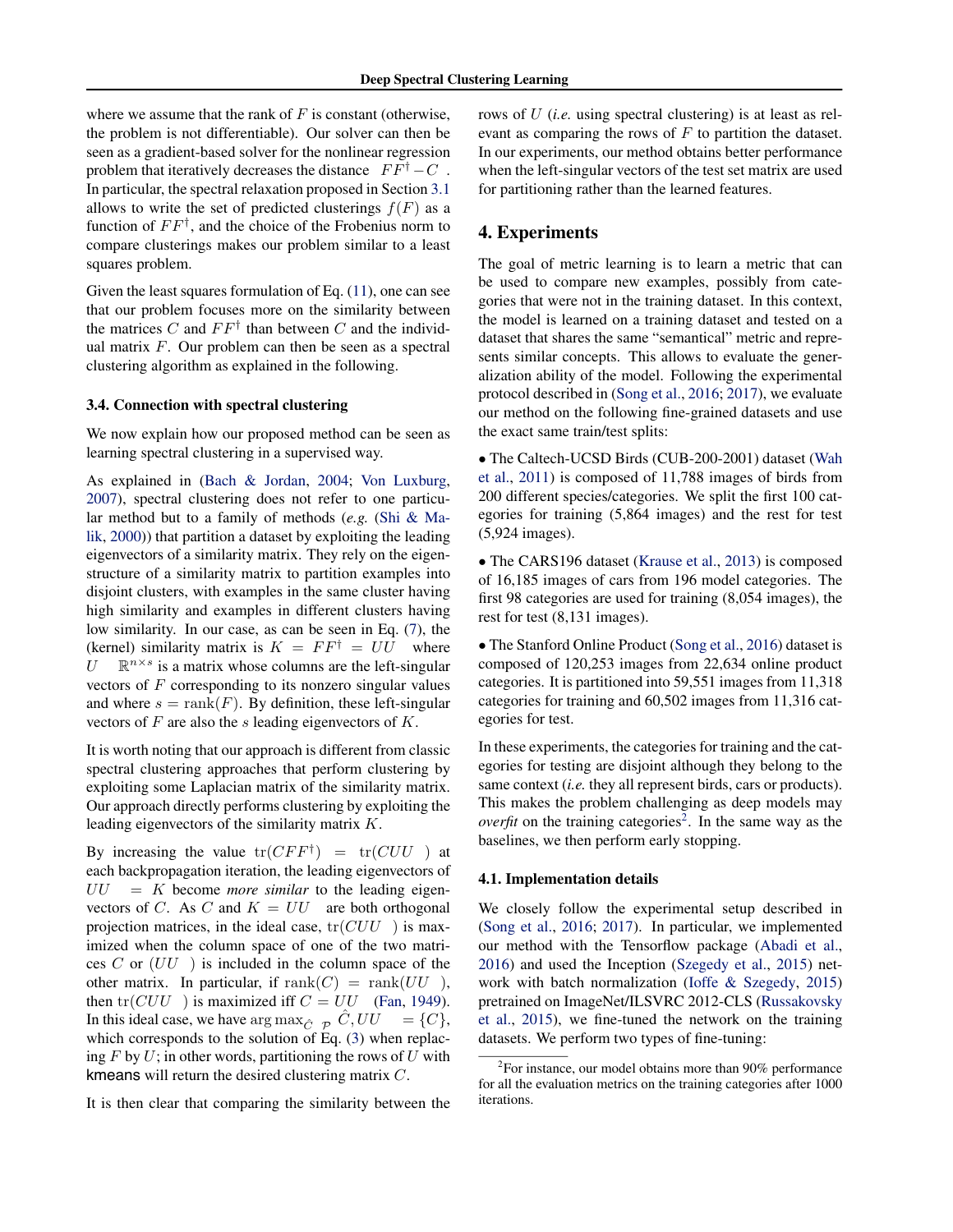where we assume that the rank of $F$ is constant (otherwise, the problem is not differentiable). Our solver can then be seen as a gradient-based solver for the nonlinear regression problem that iteratively decreases the distance $\|FF^\dagger - C\|$. In particular, the spectral relaxation proposed in Section 3.1 allows to write the set of predicted clusterings $f(F)$ as a function of $FF^\dagger$, and the choice of the Frobenius norm to compare clusterings makes our problem similar to a least squares problem.

Given the least squares formulation of Eq. (11), one can see that our problem focuses more on the similarity between the matrices $C$ and $FF^\dagger$ than between $C$ and the individual matrix $F$. Our problem can then be seen as a spectral clustering algorithm as explained in the following.

### 3.4. Connection with spectral clustering

We now explain how our proposed method can be seen as learning spectral clustering in a supervised way.

As explained in (Bach & Jordan, 2004; Von Luxburg, 2007), spectral clustering does not refer to one particular method but to a family of methods (*e.g.* (Shi & Malik, 2000)) that partition a dataset by exploiting the leading eigenvectors of a similarity matrix. They rely on the eigenstructure of a similarity matrix to partition examples into disjoint clusters, with examples in the same cluster having high similarity and examples in different clusters having low similarity. In our case, as can be seen in Eq. (7), the (kernel) similarity matrix is $K = FF^\dagger = UU^\top$ where $U \in \mathbb{R}^{n \times s}$ is a matrix whose columns are the left-singular vectors of $F$ corresponding to its nonzero singular values and where $s = \text{rank}(F)$. By definition, these left-singular vectors of $F$ are also the $s$ leading eigenvectors of $K$.

It is worth noting that our approach is different from classic spectral clustering approaches that perform clustering by exploiting some Laplacian matrix of the similarity matrix. Our approach directly performs clustering by exploiting the leading eigenvectors of the similarity matrix $K$.

By increasing the value $\text{tr}(CFF^\dagger) = \text{tr}(CUU^\top)$ at each backpropagation iteration, the leading eigenvectors of $UU^\top = K$ become *more similar* to the leading eigenvectors of $C$. As $C$ and $K = UU^\top$ are both orthogonal projection matrices, in the ideal case, $\text{tr}(CUU^\top)$ is maximized when the column space of one of the two matrices $C$ or $(UU^\top)$ is included in the column space of the other matrix. In particular, if $\text{rank}(C) = \text{rank}(UU^\top)$, then $\text{tr}(CUU^\top)$ is maximized iff $C = UU^\top$ (Fan, 1949). In this ideal case, we have $\arg\max_{\hat{C} \in \mathcal{P}} \langle \hat{C}, UU^\top \rangle = \{C\}$, which corresponds to the solution of Eq. (3) when replacing $F$ by $U$; in other words, partitioning the rows of $U$ with kmeans will return the desired clustering matrix $C$.

It is then clear that comparing the similarity between the rows of $U$ (*i.e.* using spectral clustering) is at least as relevant as comparing the rows of $F$ to partition the dataset. In our experiments, our method obtains better performance when the left-singular vectors of the test set matrix are used for partitioning rather than the learned features.

## 4. Experiments

The goal of metric learning is to learn a metric that can be used to compare new examples, possibly from categories that were not in the training dataset. In this context, the model is learned on a training dataset and tested on a dataset that shares the same "semantical" metric and represents similar concepts. This allows to evaluate the generalization ability of the model. Following the experimental protocol described in (Song et al., 2016; 2017), we evaluate our method on the following fine-grained datasets and use the exact same train/test splits:

- The Caltech-UCSD Birds (CUB-200-2001) dataset (Wah et al., 2011) is composed of 11,788 images of birds from 200 different species/categories. We split the first 100 categories for training (5,864 images) and the rest for test (5,924 images).
- The CARS196 dataset (Krause et al., 2013) is composed of 16,185 images of cars from 196 model categories. The first 98 categories are used for training (8,054 images), the rest for test (8,131 images).
- The Stanford Online Product (Song et al., 2016) dataset is composed of 120,253 images from 22,634 online product categories. It is partitioned into 59,551 images from 11,318 categories for training and 60,502 images from 11,316 categories for test.

In these experiments, the categories for training and the categories for testing are disjoint although they belong to the same context (*i.e.* they all represent birds, cars or products). This makes the problem challenging as deep models may *overfit* on the training categories[2]. In the same way as the baselines, we then perform early stopping.

### 4.1. Implementation details

We closely follow the experimental setup described in (Song et al., 2016; 2017). In particular, we implemented our method with the Tensorflow package (Abadi et al., 2016) and used the Inception (Szegedy et al., 2015) network with batch normalization (Ioffe & Szegedy, 2015) pretrained on ImageNet/ILSVRC 2012-CLS (Russakovsky et al., 2015), we fine-tuned the network on the training datasets. We perform two types of fine-tuning:

[2] For instance, our model obtains more than 90% performance for all the evaluation metrics on the training categories after 1000 iterations.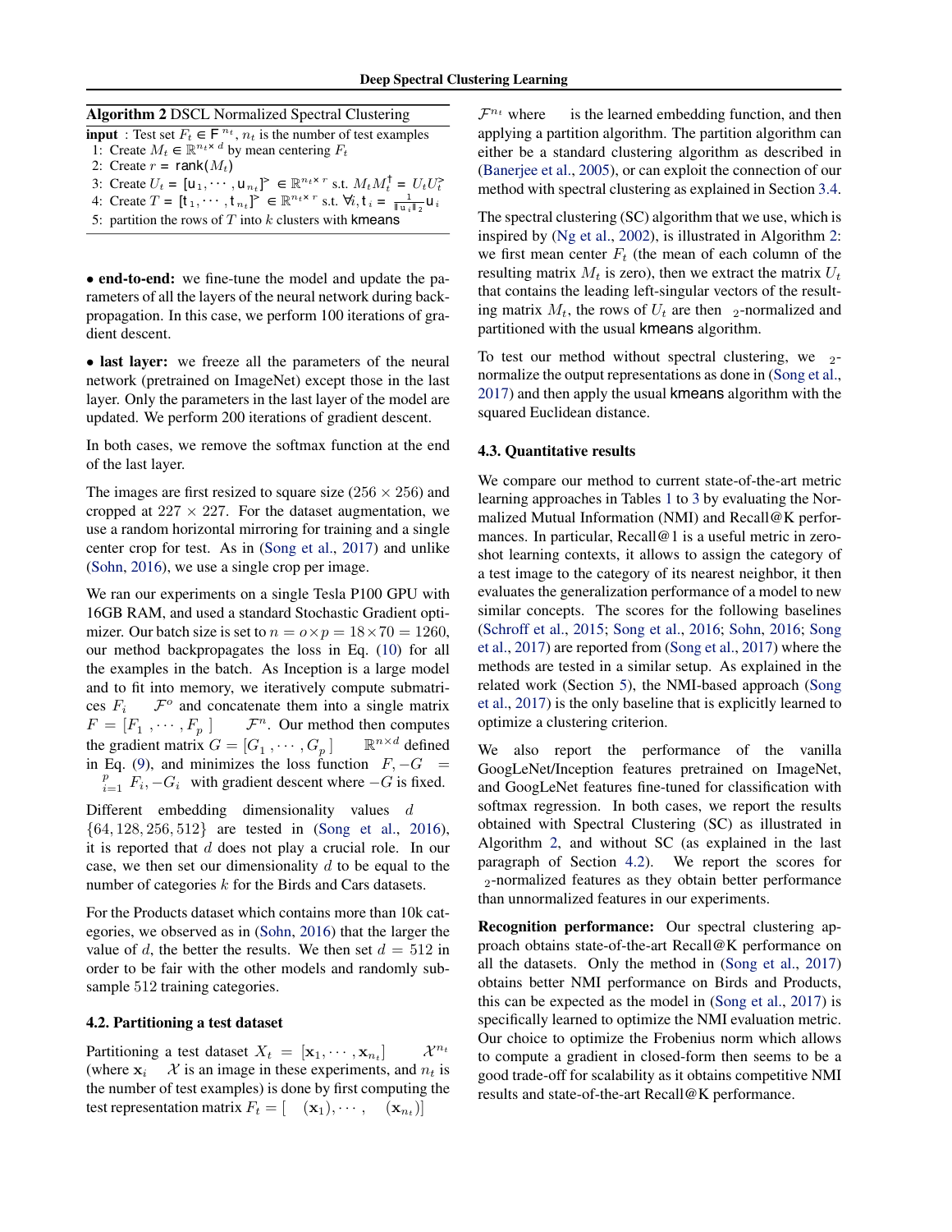**Algorithm 2** DSCL Normalized Spectral Clustering

**input** : Test set $F_t \in \mathcal{F}^{n_t}$, $n_t$ is the number of test examples
1: Create $M_t \in \mathbb{R}^{n_t \times d}$ by mean centering $F_t$
2: Create $r = \text{rank}(M_t)$
3: Create $U_t = [\mathbf{u}_1, \cdots, \mathbf{u}_{n_t}]^\top \in \mathbb{R}^{n_t \times r}$ s.t. $M_t M_t^\dagger = U_t U_t^\top$
4: Create $T = [\mathbf{t}_1, \cdots, \mathbf{t}_{n_t}]^\top \in \mathbb{R}^{n_t \times r}$ s.t. $\forall i, \mathbf{t}_i = \frac{1}{\|\mathbf{u}_i\|_2} \mathbf{u}_i$
5: partition the rows of $T$ into $k$ clusters with kmeans

• **end-to-end:** we fine-tune the model and update the parameters of all the layers of the neural network during backpropagation. In this case, we perform 100 iterations of gradient descent.

• **last layer:** we freeze all the parameters of the neural network (pretrained on ImageNet) except those in the last layer. Only the parameters in the last layer of the model are updated. We perform 200 iterations of gradient descent.

In both cases, we remove the softmax function at the end of the last layer.

The images are first resized to square size ($256 \times 256$) and cropped at $227 \times 227$. For the dataset augmentation, we use a random horizontal mirroring for training and a single center crop for test. As in (Song et al., 2017) and unlike (Sohn, 2016), we use a single crop per image.

We ran our experiments on a single Tesla P100 GPU with 16GB RAM, and used a standard Stochastic Gradient optimizer. Our batch size is set to $n = o \times p = 18 \times 70 = 1260$, our method backpropagates the loss in Eq. (10) for all the examples in the batch. As Inception is a large model and to fit into memory, we iteratively compute submatrices $F_i \in \mathcal{F}^o$ and concatenate them into a single matrix $F = [F_1^\top, \cdots, F_p^\top]^\top \in \mathcal{F}^n$. Our method then computes the gradient matrix $G = [G_1^\top, \cdots, G_p^\top]^\top \in \mathbb{R}^{n \times d}$ defined in Eq. (9), and minimizes the loss function $\langle F, -G \rangle = \sum_{i=1}^{p} \langle F_i, -G_i \rangle$ with gradient descent where $-G$ is fixed.

Different embedding dimensionality values $d \in \{64, 128, 256, 512\}$ are tested in (Song et al., 2016), it is reported that $d$ does not play a crucial role. In our case, we then set our dimensionality $d$ to be equal to the number of categories $k$ for the Birds and Cars datasets.

For the Products dataset which contains more than 10k categories, we observed as in (Sohn, 2016) that the larger the value of $d$, the better the results. We then set $d = 512$ in order to be fair with the other models and randomly subsample 512 training categories.

### 4.2. Partitioning a test dataset

Partitioning a test dataset $X_t = [\mathbf{x}_1, \cdots, \mathbf{x}_{n_t}] \in \mathcal{X}^{n_t}$ (where $\mathbf{x}_i \in \mathcal{X}$ is an image in these experiments, and $n_t$ is the number of test examples) is done by first computing the test representation matrix $F_t = [\varphi(\mathbf{x}_1), \cdots, \varphi(\mathbf{x}_{n_t})]^\top \in \mathcal{F}^{n_t}$ where $\varphi$ is the learned embedding function, and then applying a partition algorithm. The partition algorithm can either be a standard clustering algorithm as described in (Banerjee et al., 2005), or can exploit the connection of our method with spectral clustering as explained in Section 3.4.

The spectral clustering (SC) algorithm that we use, which is inspired by (Ng et al., 2002), is illustrated in Algorithm 2: we first mean center $F_t$ (the mean of each column of the resulting matrix $M_t$ is zero), then we extract the matrix $U_t$ that contains the leading left-singular vectors of the resulting matrix $M_t$, the rows of $U_t$ are then $\ell_2$-normalized and partitioned with the usual kmeans algorithm.

To test our method without spectral clustering, we $\ell_2$-normalize the output representations as done in (Song et al., 2017) and then apply the usual kmeans algorithm with the squared Euclidean distance.

### 4.3. Quantitative results

We compare our method to current state-of-the-art metric learning approaches in Tables 1 to 3 by evaluating the Normalized Mutual Information (NMI) and Recall@K performances. In particular, Recall@1 is a useful metric in zero-shot learning contexts, it allows to assign the category of a test image to the category of its nearest neighbor, it then evaluates the generalization performance of a model to new similar concepts. The scores for the following baselines (Schroff et al., 2015; Song et al., 2016; Sohn, 2016; Song et al., 2017) are reported from (Song et al., 2017) where the methods are tested in a similar setup. As explained in the related work (Section 5), the NMI-based approach (Song et al., 2017) is the only baseline that is explicitly learned to optimize a clustering criterion.

We also report the performance of the vanilla GoogLeNet/Inception features pretrained on ImageNet, and GoogLeNet features fine-tuned for classification with softmax regression. In both cases, we report the results obtained with Spectral Clustering (SC) as illustrated in Algorithm 2, and without SC (as explained in the last paragraph of Section 4.2). We report the scores for $\ell_2$-normalized features as they obtain better performance than unnormalized features in our experiments.

**Recognition performance:** Our spectral clustering approach obtains state-of-the-art Recall@K performance on all the datasets. Only the method in (Song et al., 2017) obtains better NMI performance on Birds and Products, this can be expected as the model in (Song et al., 2017) is specifically learned to optimize the NMI evaluation metric. Our choice to optimize the Frobenius norm which allows to compute a gradient in closed-form then seems to be a good trade-off for scalability as it obtains competitive NMI results and state-of-the-art Recall@K performance.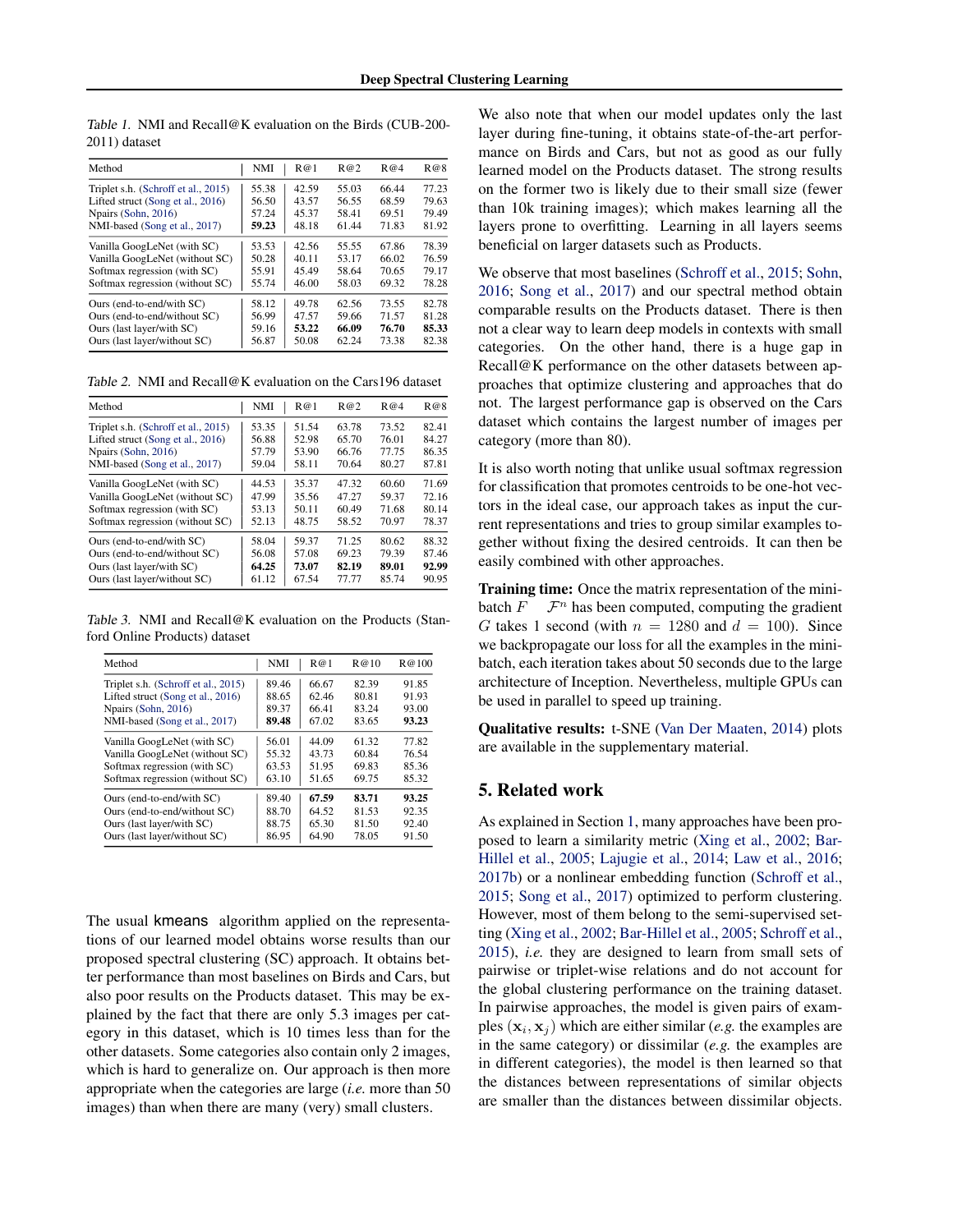Table 1. NMI and Recall@K evaluation on the Birds (CUB-200-2011) dataset

| Method | NMI | R@1 | R@2 | R@4 | R@8 |
|---|---|---|---|---|---|
| Triplet s.h. (Schroff et al., 2015) | 55.38 | 42.59 | 55.03 | 66.44 | 77.23 |
| Lifted struct (Song et al., 2016) | 56.50 | 43.57 | 56.55 | 68.59 | 79.63 |
| Npairs (Sohn, 2016) | 57.24 | 45.37 | 58.41 | 69.51 | 79.49 |
| NMI-based (Song et al., 2017) | **59.23** | 48.18 | 61.44 | 71.83 | 81.92 |
| Vanilla GoogLeNet (with SC) | 53.53 | 42.56 | 55.55 | 67.86 | 78.39 |
| Vanilla GoogLeNet (without SC) | 50.28 | 40.11 | 53.17 | 66.02 | 76.59 |
| Softmax regression (with SC) | 55.91 | 45.49 | 58.64 | 70.65 | 79.17 |
| Softmax regression (without SC) | 55.74 | 46.00 | 58.03 | 69.32 | 78.28 |
| Ours (end-to-end/with SC) | 58.12 | 49.78 | 62.56 | 73.55 | 82.78 |
| Ours (end-to-end/without SC) | 56.99 | 47.57 | 59.66 | 71.57 | 81.28 |
| Ours (last layer/with SC) | 59.16 | **53.22** | **66.09** | **76.70** | **85.33** |
| Ours (last layer/without SC) | 56.87 | 50.08 | 62.24 | 73.38 | 82.38 |

Table 2. NMI and Recall@K evaluation on the Cars196 dataset

| Method | NMI | R@1 | R@2 | R@4 | R@8 |
|---|---|---|---|---|---|
| Triplet s.h. (Schroff et al., 2015) | 53.35 | 51.54 | 63.78 | 73.52 | 82.41 |
| Lifted struct (Song et al., 2016) | 56.88 | 52.98 | 65.70 | 76.01 | 84.27 |
| Npairs (Sohn, 2016) | 57.79 | 53.90 | 66.76 | 77.75 | 86.35 |
| NMI-based (Song et al., 2017) | 59.04 | 58.11 | 70.64 | 80.27 | 87.81 |
| Vanilla GoogLeNet (with SC) | 44.53 | 35.37 | 47.32 | 60.60 | 71.69 |
| Vanilla GoogLeNet (without SC) | 47.99 | 35.56 | 47.27 | 59.37 | 72.16 |
| Softmax regression (with SC) | 53.13 | 50.11 | 60.49 | 71.68 | 80.14 |
| Softmax regression (without SC) | 52.13 | 48.75 | 58.52 | 70.97 | 78.37 |
| Ours (end-to-end/with SC) | 58.04 | 59.37 | 71.25 | 80.62 | 88.32 |
| Ours (end-to-end/without SC) | 56.08 | 57.08 | 69.23 | 79.39 | 87.46 |
| Ours (last layer/with SC) | **64.25** | **73.07** | **82.19** | **89.01** | **92.99** |
| Ours (last layer/without SC) | 61.12 | 67.54 | 77.77 | 85.74 | 90.95 |

Table 3. NMI and Recall@K evaluation on the Products (Stanford Online Products) dataset

| Method | NMI | R@1 | R@10 | R@100 |
|---|---|---|---|---|
| Triplet s.h. (Schroff et al., 2015) | 89.46 | 66.67 | 82.39 | 91.85 |
| Lifted struct (Song et al., 2016) | 88.65 | 62.46 | 80.81 | 91.93 |
| Npairs (Sohn, 2016) | 89.37 | 66.41 | 83.24 | 93.00 |
| NMI-based (Song et al., 2017) | **89.48** | 67.02 | 83.65 | **93.23** |
| Vanilla GoogLeNet (with SC) | 56.01 | 44.09 | 61.32 | 77.82 |
| Vanilla GoogLeNet (without SC) | 55.32 | 43.73 | 60.84 | 76.54 |
| Softmax regression (with SC) | 63.53 | 51.95 | 69.83 | 85.36 |
| Softmax regression (without SC) | 63.10 | 51.65 | 69.75 | 85.32 |
| Ours (end-to-end/with SC) | 89.40 | **67.59** | **83.71** | **93.25** |
| Ours (end-to-end/without SC) | 88.70 | 64.52 | 81.53 | 92.35 |
| Ours (last layer/with SC) | 88.75 | 65.30 | 81.50 | 92.40 |
| Ours (last layer/without SC) | 86.95 | 64.90 | 78.05 | 91.50 |

The usual kmeans algorithm applied on the representations of our learned model obtains worse results than our proposed spectral clustering (SC) approach. It obtains better performance than most baselines on Birds and Cars, but also poor results on the Products dataset. This may be explained by the fact that there are only 5.3 images per category in this dataset, which is 10 times less than for the other datasets. Some categories also contain only 2 images, which is hard to generalize on. Our approach is then more appropriate when the categories are large (*i.e.* more than 50 images) than when there are many (very) small clusters.

We also note that when our model updates only the last layer during fine-tuning, it obtains state-of-the-art performance on Birds and Cars, but not as good as our fully learned model on the Products dataset. The strong results on the former two is likely due to their small size (fewer than 10k training images); which makes learning all the layers prone to overfitting. Learning in all layers seems beneficial on larger datasets such as Products.

We observe that most baselines (Schroff et al., 2015; Sohn, 2016; Song et al., 2017) and our spectral method obtain comparable results on the Products dataset. There is then not a clear way to learn deep models in contexts with small categories. On the other hand, there is a huge gap in Recall@K performance on the other datasets between approaches that optimize clustering and approaches that do not. The largest performance gap is observed on the Cars dataset which contains the largest number of images per category (more than 80).

It is also worth noting that unlike usual softmax regression for classification that promotes centroids to be one-hot vectors in the ideal case, our approach takes as input the current representations and tries to group similar examples together without fixing the desired centroids. It can then be easily combined with other approaches.

**Training time:** Once the matrix representation of the mini-batch $F \in \mathcal{F}^n$ has been computed, computing the gradient $G$ takes 1 second (with $n = 1280$ and $d = 100$). Since we backpropagate our loss for all the examples in the mini-batch, each iteration takes about 50 seconds due to the large architecture of Inception. Nevertheless, multiple GPUs can be used in parallel to speed up training.

**Qualitative results:** t-SNE (Van Der Maaten, 2014) plots are available in the supplementary material.

## 5. Related work

As explained in Section 1, many approaches have been proposed to learn a similarity metric (Xing et al., 2002; Bar-Hillel et al., 2005; Lajugie et al., 2014; Law et al., 2016; 2017b) or a nonlinear embedding function (Schroff et al., 2015; Song et al., 2017) optimized to perform clustering. However, most of them belong to the semi-supervised setting (Xing et al., 2002; Bar-Hillel et al., 2005; Schroff et al., 2015), *i.e.* they are designed to learn from small sets of pairwise or triplet-wise relations and do not account for the global clustering performance on the training dataset. In pairwise approaches, the model is given pairs of examples $(\mathbf{x}_i, \mathbf{x}_j)$ which are either similar (*e.g.* the examples are in the same category) or dissimilar (*e.g.* the examples are in different categories), the model is then learned so that the distances between representations of similar objects are smaller than the distances between dissimilar objects.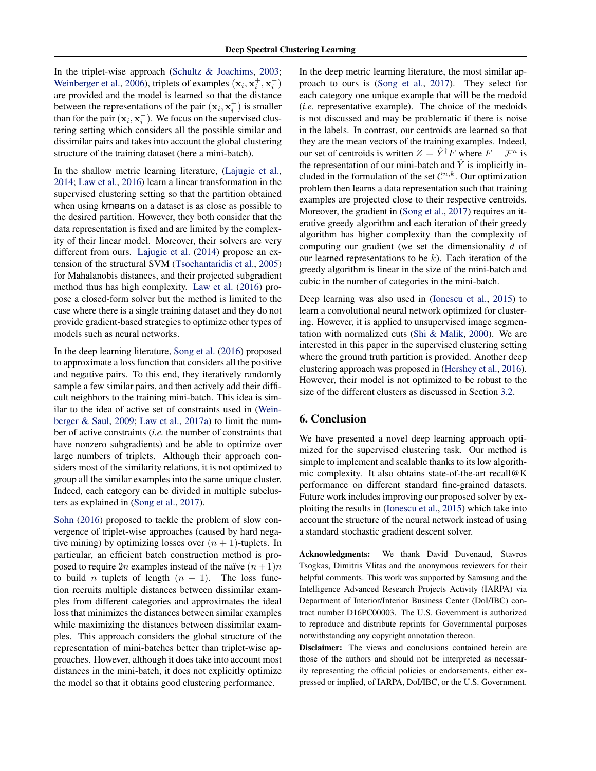In the triplet-wise approach (Schultz & Joachims, 2003; Weinberger et al., 2006), triplets of examples $(\mathbf{x}_i, \mathbf{x}_i^+, \mathbf{x}_i^-)$ are provided and the model is learned so that the distance between the representations of the pair $(\mathbf{x}_i, \mathbf{x}_i^+)$ is smaller than for the pair $(\mathbf{x}_i, \mathbf{x}_i^-)$. We focus on the supervised clustering setting which considers all the possible similar and dissimilar pairs and takes into account the global clustering structure of the training dataset (here a mini-batch).

In the shallow metric learning literature, (Lajugie et al., 2014; Law et al., 2016) learn a linear transformation in the supervised clustering setting so that the partition obtained when using kmeans on a dataset is as close as possible to the desired partition. However, they both consider that the data representation is fixed and are limited by the complexity of their linear model. Moreover, their solvers are very different from ours. Lajugie et al. (2014) propose an extension of the structural SVM (Tsochantaridis et al., 2005) for Mahalanobis distances, and their projected subgradient method thus has high complexity. Law et al. (2016) propose a closed-form solver but the method is limited to the case where there is a single training dataset and they do not provide gradient-based strategies to optimize other types of models such as neural networks.

In the deep learning literature, Song et al. (2016) proposed to approximate a loss function that considers all the positive and negative pairs. To this end, they iteratively randomly sample a few similar pairs, and then actively add their difficult neighbors to the training mini-batch. This idea is similar to the idea of active set of constraints used in (Weinberger & Saul, 2009; Law et al., 2017a) to limit the number of active constraints (*i.e.* the number of constraints that have nonzero subgradients) and be able to optimize over large numbers of triplets. Although their approach considers most of the similarity relations, it is not optimized to group all the similar examples into the same unique cluster. Indeed, each category can be divided in multiple subclusters as explained in (Song et al., 2017).

Sohn (2016) proposed to tackle the problem of slow convergence of triplet-wise approaches (caused by hard negative mining) by optimizing losses over $(n+1)$-tuplets. In particular, an efficient batch construction method is proposed to require $2n$ examples instead of the naïve $(n+1)n$ to build $n$ tuplets of length $(n+1)$. The loss function recruits multiple distances between dissimilar examples from different categories and approximates the ideal loss that minimizes the distances between similar examples while maximizing the distances between dissimilar examples. This approach considers the global structure of the representation of mini-batches better than triplet-wise approaches. However, although it does take into account most distances in the mini-batch, it does not explicitly optimize the model so that it obtains good clustering performance.

In the deep metric learning literature, the most similar approach to ours is (Song et al., 2017). They select for each category one unique example that will be the medoid (*i.e.* representative example). The choice of the medoids is not discussed and may be problematic if there is noise in the labels. In contrast, our centroids are learned so that they are the mean vectors of the training examples. Indeed, our set of centroids is written $Z = \hat{Y}^{\dagger} F$ where $F \in \mathcal{F}^n$ is the representation of our mini-batch and $\hat{Y}$ is implicitly included in the formulation of the set $\mathcal{C}^{n,k}$. Our optimization problem then learns a data representation such that training examples are projected close to their respective centroids. Moreover, the gradient in (Song et al., 2017) requires an iterative greedy algorithm and each iteration of their greedy algorithm has higher complexity than the complexity of computing our gradient (we set the dimensionality $d$ of our learned representations to be $k$). Each iteration of the greedy algorithm is linear in the size of the mini-batch and cubic in the number of categories in the mini-batch.

Deep learning was also used in (Ionescu et al., 2015) to learn a convolutional neural network optimized for clustering. However, it is applied to unsupervised image segmentation with normalized cuts (Shi & Malik, 2000). We are interested in this paper in the supervised clustering setting where the ground truth partition is provided. Another deep clustering approach was proposed in (Hershey et al., 2016). However, their model is not optimized to be robust to the size of the different clusters as discussed in Section 3.2.

## 6. Conclusion

We have presented a novel deep learning approach optimized for the supervised clustering task. Our method is simple to implement and scalable thanks to its low algorithmic complexity. It also obtains state-of-the-art recall@K performance on different standard fine-grained datasets. Future work includes improving our proposed solver by exploiting the results in (Ionescu et al., 2015) which take into account the structure of the neural network instead of using a standard stochastic gradient descent solver.

**Acknowledgments:** We thank David Duvenaud, Stavros Tsogkas, Dimitris Vlitas and the anonymous reviewers for their helpful comments. This work was supported by Samsung and the Intelligence Advanced Research Projects Activity (IARPA) via Department of Interior/Interior Business Center (DoI/IBC) contract number D16PC00003. The U.S. Government is authorized to reproduce and distribute reprints for Governmental purposes notwithstanding any copyright annotation thereon.

**Disclaimer:** The views and conclusions contained herein are those of the authors and should not be interpreted as necessarily representing the official policies or endorsements, either expressed or implied, of IARPA, DoI/IBC, or the U.S. Government.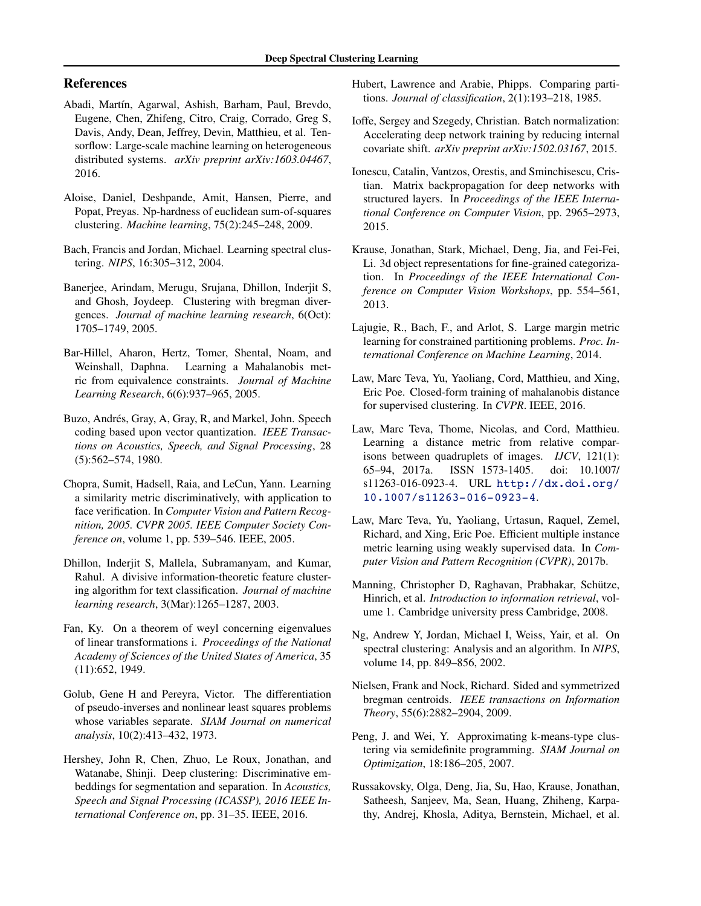## References

Abadi, Martín, Agarwal, Ashish, Barham, Paul, Brevdo, Eugene, Chen, Zhifeng, Citro, Craig, Corrado, Greg S, Davis, Andy, Dean, Jeffrey, Devin, Matthieu, et al. Tensorflow: Large-scale machine learning on heterogeneous distributed systems. *arXiv preprint arXiv:1603.04467*, 2016.

Aloise, Daniel, Deshpande, Amit, Hansen, Pierre, and Popat, Preyas. Np-hardness of euclidean sum-of-squares clustering. *Machine learning*, 75(2):245–248, 2009.

Bach, Francis and Jordan, Michael. Learning spectral clustering. *NIPS*, 16:305–312, 2004.

Banerjee, Arindam, Merugu, Srujana, Dhillon, Inderjit S, and Ghosh, Joydeep. Clustering with bregman divergences. *Journal of machine learning research*, 6(Oct):1705–1749, 2005.

Bar-Hillel, Aharon, Hertz, Tomer, Shental, Noam, and Weinshall, Daphna. Learning a Mahalanobis metric from equivalence constraints. *Journal of Machine Learning Research*, 6(6):937–965, 2005.

Buzo, Andrés, Gray, A, Gray, R, and Markel, John. Speech coding based upon vector quantization. *IEEE Transactions on Acoustics, Speech, and Signal Processing*, 28 (5):562–574, 1980.

Chopra, Sumit, Hadsell, Raia, and LeCun, Yann. Learning a similarity metric discriminatively, with application to face verification. In *Computer Vision and Pattern Recognition, 2005. CVPR 2005. IEEE Computer Society Conference on*, volume 1, pp. 539–546. IEEE, 2005.

Dhillon, Inderjit S, Mallela, Subramanyam, and Kumar, Rahul. A divisive information-theoretic feature clustering algorithm for text classification. *Journal of machine learning research*, 3(Mar):1265–1287, 2003.

Fan, Ky. On a theorem of weyl concerning eigenvalues of linear transformations i. *Proceedings of the National Academy of Sciences of the United States of America*, 35 (11):652, 1949.

Golub, Gene H and Pereyra, Victor. The differentiation of pseudo-inverses and nonlinear least squares problems whose variables separate. *SIAM Journal on numerical analysis*, 10(2):413–432, 1973.

Hershey, John R, Chen, Zhuo, Le Roux, Jonathan, and Watanabe, Shinji. Deep clustering: Discriminative embeddings for segmentation and separation. In *Acoustics, Speech and Signal Processing (ICASSP), 2016 IEEE International Conference on*, pp. 31–35. IEEE, 2016.

Hubert, Lawrence and Arabie, Phipps. Comparing partitions. *Journal of classification*, 2(1):193–218, 1985.

Ioffe, Sergey and Szegedy, Christian. Batch normalization: Accelerating deep network training by reducing internal covariate shift. *arXiv preprint arXiv:1502.03167*, 2015.

Ionescu, Catalin, Vantzos, Orestis, and Sminchisescu, Cristian. Matrix backpropagation for deep networks with structured layers. In *Proceedings of the IEEE International Conference on Computer Vision*, pp. 2965–2973, 2015.

Krause, Jonathan, Stark, Michael, Deng, Jia, and Fei-Fei, Li. 3d object representations for fine-grained categorization. In *Proceedings of the IEEE International Conference on Computer Vision Workshops*, pp. 554–561, 2013.

Lajugie, R., Bach, F., and Arlot, S. Large margin metric learning for constrained partitioning problems. *Proc. International Conference on Machine Learning*, 2014.

Law, Marc Teva, Yu, Yaoliang, Cord, Matthieu, and Xing, Eric Poe. Closed-form training of mahalanobis distance for supervised clustering. In *CVPR*. IEEE, 2016.

Law, Marc Teva, Thome, Nicolas, and Cord, Matthieu. Learning a distance metric from relative comparisons between quadruplets of images. *IJCV*, 121(1): 65–94, 2017a. ISSN 1573-1405. doi: 10.1007/s11263-016-0923-4. URL http://dx.doi.org/10.1007/s11263-016-0923-4.

Law, Marc Teva, Yu, Yaoliang, Urtasun, Raquel, Zemel, Richard, and Xing, Eric Poe. Efficient multiple instance metric learning using weakly supervised data. In *Computer Vision and Pattern Recognition (CVPR)*, 2017b.

Manning, Christopher D, Raghavan, Prabhakar, Schütze, Hinrich, et al. *Introduction to information retrieval*, volume 1. Cambridge university press Cambridge, 2008.

Ng, Andrew Y, Jordan, Michael I, Weiss, Yair, et al. On spectral clustering: Analysis and an algorithm. In *NIPS*, volume 14, pp. 849–856, 2002.

Nielsen, Frank and Nock, Richard. Sided and symmetrized bregman centroids. *IEEE transactions on Information Theory*, 55(6):2882–2904, 2009.

Peng, J. and Wei, Y. Approximating k-means-type clustering via semidefinite programming. *SIAM Journal on Optimization*, 18:186–205, 2007.

Russakovsky, Olga, Deng, Jia, Su, Hao, Krause, Jonathan, Satheesh, Sanjeev, Ma, Sean, Huang, Zhiheng, Karpathy, Andrej, Khosla, Aditya, Bernstein, Michael, et al.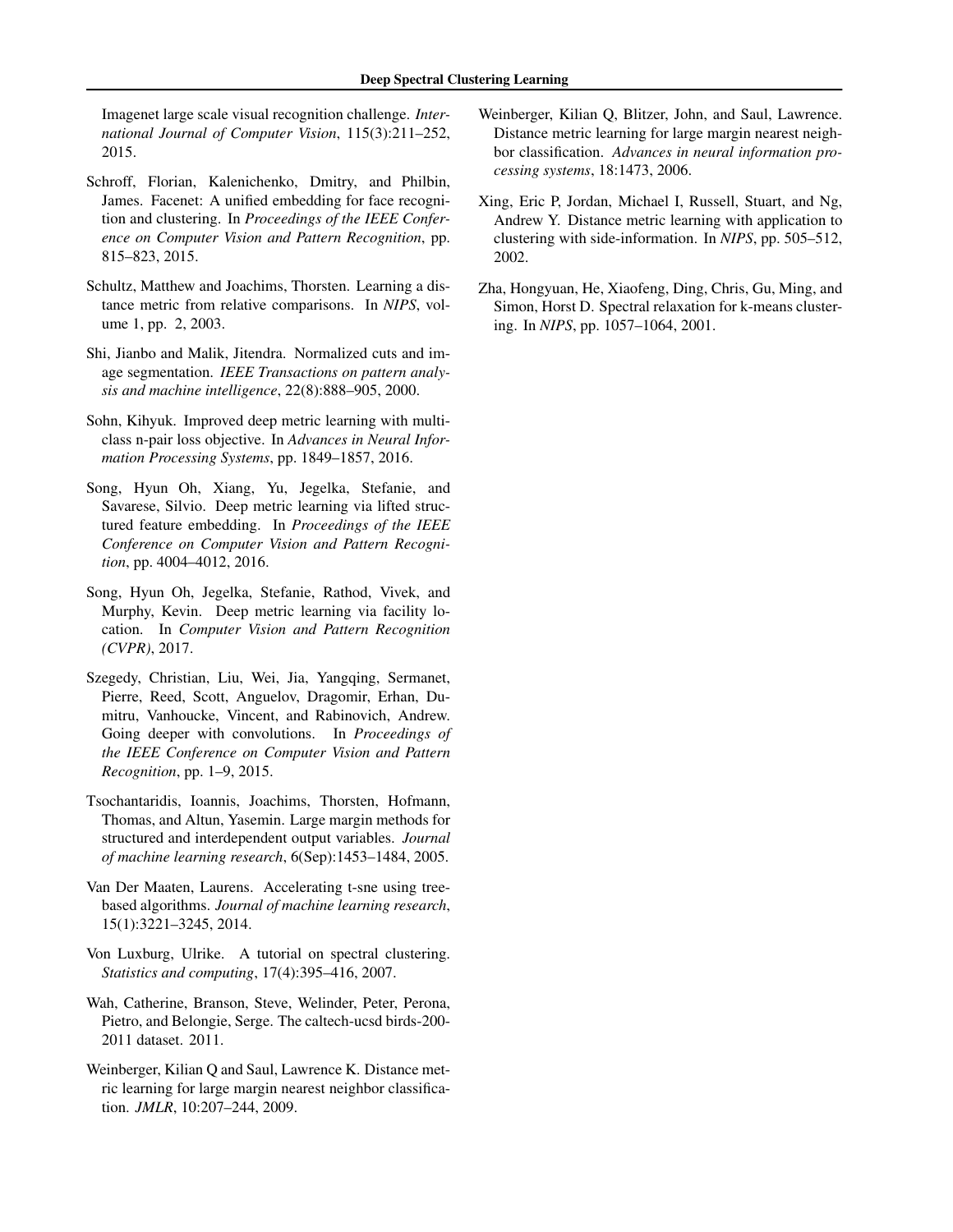Imagenet large scale visual recognition challenge. *International Journal of Computer Vision*, 115(3):211–252, 2015.

Schroff, Florian, Kalenichenko, Dmitry, and Philbin, James. Facenet: A unified embedding for face recognition and clustering. In *Proceedings of the IEEE Conference on Computer Vision and Pattern Recognition*, pp. 815–823, 2015.

Schultz, Matthew and Joachims, Thorsten. Learning a distance metric from relative comparisons. In *NIPS*, volume 1, pp. 2, 2003.

Shi, Jianbo and Malik, Jitendra. Normalized cuts and image segmentation. *IEEE Transactions on pattern analysis and machine intelligence*, 22(8):888–905, 2000.

Sohn, Kihyuk. Improved deep metric learning with multi-class n-pair loss objective. In *Advances in Neural Information Processing Systems*, pp. 1849–1857, 2016.

Song, Hyun Oh, Xiang, Yu, Jegelka, Stefanie, and Savarese, Silvio. Deep metric learning via lifted structured feature embedding. In *Proceedings of the IEEE Conference on Computer Vision and Pattern Recognition*, pp. 4004–4012, 2016.

Song, Hyun Oh, Jegelka, Stefanie, Rathod, Vivek, and Murphy, Kevin. Deep metric learning via facility location. In *Computer Vision and Pattern Recognition (CVPR)*, 2017.

Szegedy, Christian, Liu, Wei, Jia, Yangqing, Sermanet, Pierre, Reed, Scott, Anguelov, Dragomir, Erhan, Dumitru, Vanhoucke, Vincent, and Rabinovich, Andrew. Going deeper with convolutions. In *Proceedings of the IEEE Conference on Computer Vision and Pattern Recognition*, pp. 1–9, 2015.

Tsochantaridis, Ioannis, Joachims, Thorsten, Hofmann, Thomas, and Altun, Yasemin. Large margin methods for structured and interdependent output variables. *Journal of machine learning research*, 6(Sep):1453–1484, 2005.

Van Der Maaten, Laurens. Accelerating t-sne using tree-based algorithms. *Journal of machine learning research*, 15(1):3221–3245, 2014.

Von Luxburg, Ulrike. A tutorial on spectral clustering. *Statistics and computing*, 17(4):395–416, 2007.

Wah, Catherine, Branson, Steve, Welinder, Peter, Perona, Pietro, and Belongie, Serge. The caltech-ucsd birds-200-2011 dataset. 2011.

Weinberger, Kilian Q and Saul, Lawrence K. Distance metric learning for large margin nearest neighbor classification. *JMLR*, 10:207–244, 2009.

Weinberger, Kilian Q, Blitzer, John, and Saul, Lawrence. Distance metric learning for large margin nearest neighbor classification. *Advances in neural information processing systems*, 18:1473, 2006.

Xing, Eric P, Jordan, Michael I, Russell, Stuart, and Ng, Andrew Y. Distance metric learning with application to clustering with side-information. In *NIPS*, pp. 505–512, 2002.

Zha, Hongyuan, He, Xiaofeng, Ding, Chris, Gu, Ming, and Simon, Horst D. Spectral relaxation for k-means clustering. In *NIPS*, pp. 1057–1064, 2001.